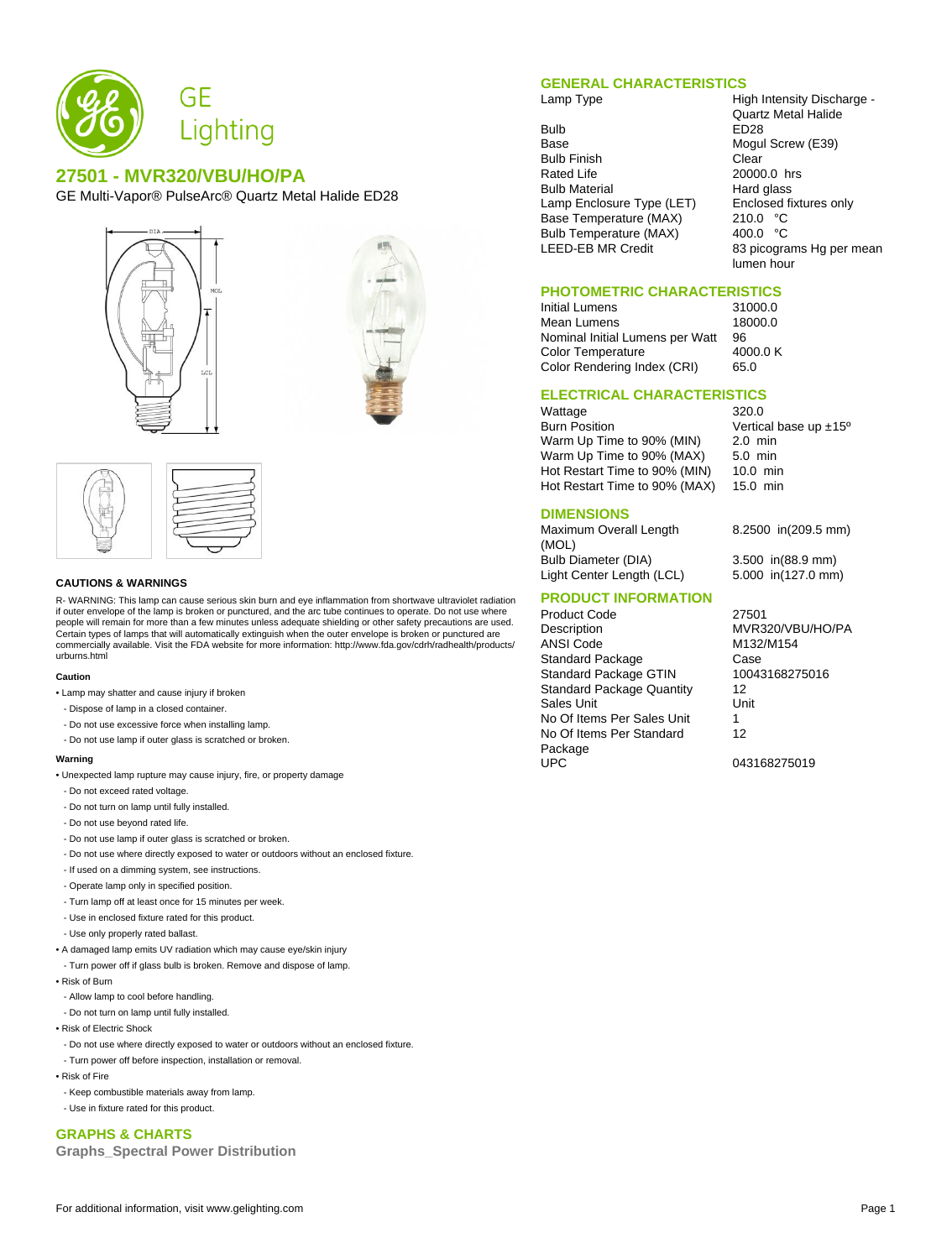# 27501 - MVR320/VBU/HO/PA

GE Multi-Vapor® PulseArc® Quartz Metal Halide ED28

### CAUTIONS & WARNINGS

R- WARNING: This lamp can cause serious skin burn and eye inflammation from shortwave ultraviolet radiation if outer envelope of the lamp is broken or punctured, and the arc tube continues to operate. Do not use where people will remain for more than a few minutes unless adequate shielding or other safety precautions are used. Certain types of lamps that will automatically extinguish when the outer envelope is broken or punctured are commercially available. Visit the FDA website for more information: http://www.fda.gov/cdrh/radhealth/products/urburns.html

#### Caution

- Lamp may shatter and cause injury if broken
  - Dispose of lamp in a closed container.
  - Do not use excessive force when installing lamp.
  - Do not use lamp if outer glass is scratched or broken.

#### Warning

- Unexpected lamp rupture may cause injury, fire, or property damage
  - Do not exceed rated voltage.
  - Do not turn on lamp until fully installed.
  - Do not use beyond rated life.
  - Do not use lamp if outer glass is scratched or broken.
  - Do not use where directly exposed to water or outdoors without an enclosed fixture.
  - If used on a dimming system, see instructions.
  - Operate lamp only in specified position.
  - Turn lamp off at least once for 15 minutes per week.
  - Use in enclosed fixture rated for this product.
  - Use only properly rated ballast.
- A damaged lamp emits UV radiation which may cause eye/skin injury
  - Turn power off if glass bulb is broken. Remove and dispose of lamp.
- Risk of Burn
  - Allow lamp to cool before handling.
  - Do not turn on lamp until fully installed.
- Risk of Electric Shock
  - Do not use where directly exposed to water or outdoors without an enclosed fixture.
  - Turn power off before inspection, installation or removal.
- Risk of Fire
  - Keep combustible materials away from lamp.
  - Use in fixture rated for this product.

## GRAPHS & CHARTS

### Graphs_Spectral Power Distribution

## GENERAL CHARACTERISTICS

| | |
|---|---|
| Lamp Type | High Intensity Discharge - Quartz Metal Halide |
| Bulb | ED28 |
| Base | Mogul Screw (E39) |
| Bulb Finish | Clear |
| Rated Life | 20000.0 hrs |
| Bulb Material | Hard glass |
| Lamp Enclosure Type (LET) | Enclosed fixtures only |
| Base Temperature (MAX) | 210.0 °C |
| Bulb Temperature (MAX) | 400.0 °C |
| LEED-EB MR Credit | 83 picograms Hg per mean lumen hour |

## PHOTOMETRIC CHARACTERISTICS

| | |
|---|---|
| Initial Lumens | 31000.0 |
| Mean Lumens | 18000.0 |
| Nominal Initial Lumens per Watt | 96 |
| Color Temperature | 4000.0 K |
| Color Rendering Index (CRI) | 65.0 |

## ELECTRICAL CHARACTERISTICS

| | |
|---|---|
| Wattage | 320.0 |
| Burn Position | Vertical base up ±15º |
| Warm Up Time to 90% (MIN) | 2.0 min |
| Warm Up Time to 90% (MAX) | 5.0 min |
| Hot Restart Time to 90% (MIN) | 10.0 min |
| Hot Restart Time to 90% (MAX) | 15.0 min |

## DIMENSIONS

| | |
|---|---|
| Maximum Overall Length (MOL) | 8.2500 in(209.5 mm) |
| Bulb Diameter (DIA) | 3.500 in(88.9 mm) |
| Light Center Length (LCL) | 5.000 in(127.0 mm) |

## PRODUCT INFORMATION

| | |
|---|---|
| Product Code | 27501 |
| Description | MVR320/VBU/HO/PA |
| ANSI Code | M132/M154 |
| Standard Package | Case |
| Standard Package GTIN | 10043168275016 |
| Standard Package Quantity | 12 |
| Sales Unit | Unit |
| No Of Items Per Sales Unit | 1 |
| No Of Items Per Standard Package | 12 |
| UPC | 043168275019 |

For additional information, visit www.gelighting.com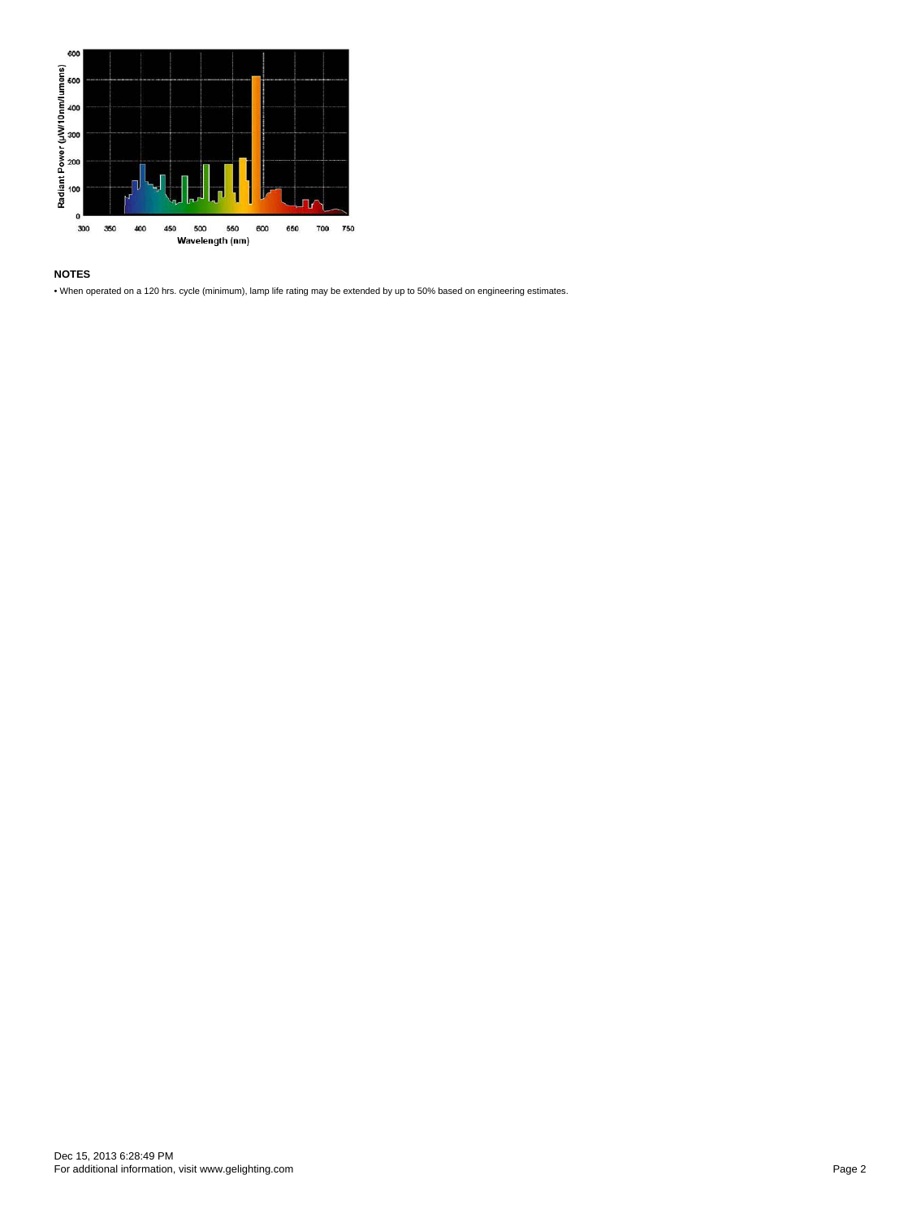Radiant Power (µW/10nm/lumens)

600
500
400
300
200
100
0

300 350 400 450 500 550 600 650 700 750

Wavelength (nm)

**NOTES**

• When operated on a 120 hrs. cycle (minimum), lamp life rating may be extended by up to 50% based on engineering estimates.

Dec 15, 2013 6:28:49 PM
For additional information, visit www.gelighting.com